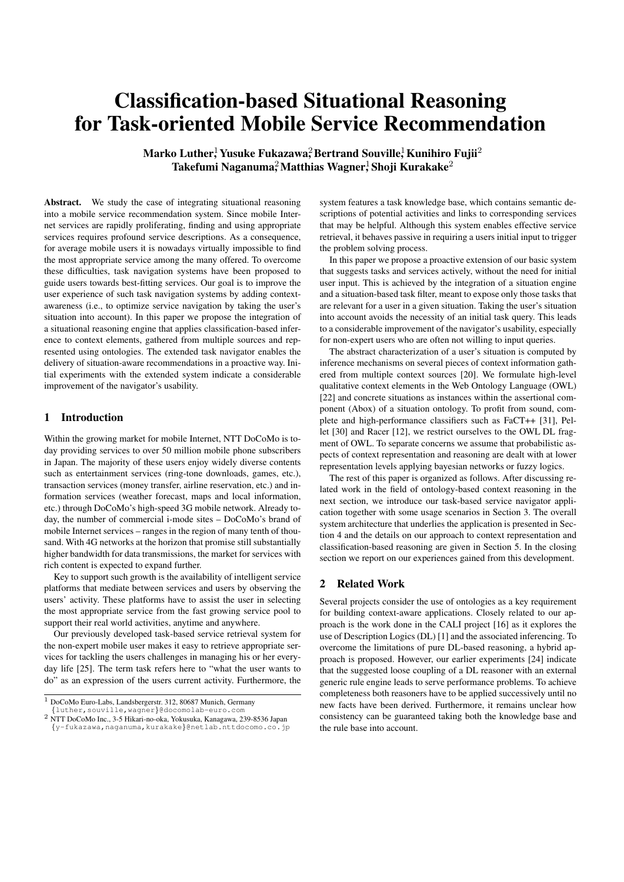# Classification-based Situational Reasoning for Task-oriented Mobile Service Recommendation

**Marko Luther[1], Yusuke Fukazawa[2], Bertrand Souville[1], Kunihiro Fujii[2], Takefumi Naganuma[2], Matthias Wagner[1], Shoji Kurakake[2]**

**Abstract.** We study the case of integrating situational reasoning into a mobile service recommendation system. Since mobile Internet services are rapidly proliferating, finding and using appropriate services requires profound service descriptions. As a consequence, for average mobile users it is nowadays virtually impossible to find the most appropriate service among the many offered. To overcome these difficulties, task navigation systems have been proposed to guide users towards best-fitting services. Our goal is to improve the user experience of such task navigation systems by adding context-awareness (i.e., to optimize service navigation by taking the user's situation into account). In this paper we propose the integration of a situational reasoning engine that applies classification-based inference to context elements, gathered from multiple sources and represented using ontologies. The extended task navigator enables the delivery of situation-aware recommendations in a proactive way. Initial experiments with the extended system indicate a considerable improvement of the navigator's usability.

## 1 Introduction

Within the growing market for mobile Internet, NTT DoCoMo is today providing services to over 50 million mobile phone subscribers in Japan. The majority of these users enjoy widely diverse contents such as entertainment services (ring-tone downloads, games, etc.), transaction services (money transfer, airline reservation, etc.) and information services (weather forecast, maps and local information, etc.) through DoCoMo's high-speed 3G mobile network. Already today, the number of commercial i-mode sites – DoCoMo's brand of mobile Internet services – ranges in the region of many tenth of thousand. With 4G networks at the horizon that promise still substantially higher bandwidth for data transmissions, the market for services with rich content is expected to expand further.

Key to support such growth is the availability of intelligent service platforms that mediate between services and users by observing the users' activity. These platforms have to assist the user in selecting the most appropriate service from the fast growing service pool to support their real world activities, anytime and anywhere.

Our previously developed task-based service retrieval system for the non-expert mobile user makes it easy to retrieve appropriate services for tackling the users challenges in managing his or her everyday life [25]. The term task refers here to "what the user wants to do" as an expression of the users current activity. Furthermore, the system features a task knowledge base, which contains semantic descriptions of potential activities and links to corresponding services that may be helpful. Although this system enables effective service retrieval, it behaves passive in requiring a users initial input to trigger the problem solving process.

In this paper we propose a proactive extension of our basic system that suggests tasks and services actively, without the need for initial user input. This is achieved by the integration of a situation engine and a situation-based task filter, meant to expose only those tasks that are relevant for a user in a given situation. Taking the user's situation into account avoids the necessity of an initial task query. This leads to a considerable improvement of the navigator's usability, especially for non-expert users who are often not willing to input queries.

The abstract characterization of a user's situation is computed by inference mechanisms on several pieces of context information gathered from multiple context sources [20]. We formulate high-level qualitative context elements in the Web Ontology Language (OWL) [22] and concrete situations as instances within the assertional component (Abox) of a situation ontology. To profit from sound, complete and high-performance classifiers such as FaCT++ [31], Pellet [30] and Racer [12], we restrict ourselves to the OWL DL fragment of OWL. To separate concerns we assume that probabilistic aspects of context representation and reasoning are dealt with at lower representation levels applying bayesian networks or fuzzy logics.

The rest of this paper is organized as follows. After discussing related work in the field of ontology-based context reasoning in the next section, we introduce our task-based service navigator application together with some usage scenarios in Section 3. The overall system architecture that underlies the application is presented in Section 4 and the details on our approach to context representation and classification-based reasoning are given in Section 5. In the closing section we report on our experiences gained from this development.

## 2 Related Work

Several projects consider the use of ontologies as a key requirement for building context-aware applications. Closely related to our approach is the work done in the CALI project [16] as it explores the use of Description Logics (DL) [1] and the associated inferencing. To overcome the limitations of pure DL-based reasoning, a hybrid approach is proposed. However, our earlier experiments [24] indicate that the suggested loose coupling of a DL reasoner with an external generic rule engine leads to serve performance problems. To achieve completeness both reasoners have to be applied successively until no new facts have been derived. Furthermore, it remains unclear how consistency can be guaranteed taking both the knowledge base and the rule base into account.

[1] DoCoMo Euro-Labs, Landsbergerstr. 312, 80687 Munich, Germany {luther,souville,wagner}@docomolab-euro.com

[2] NTT DoCoMo Inc., 3-5 Hikari-no-oka, Yokusuka, Kanagawa, 239-8536 Japan {y-fukazawa,naganuma,kurakake}@netlab.nttdocomo.co.jp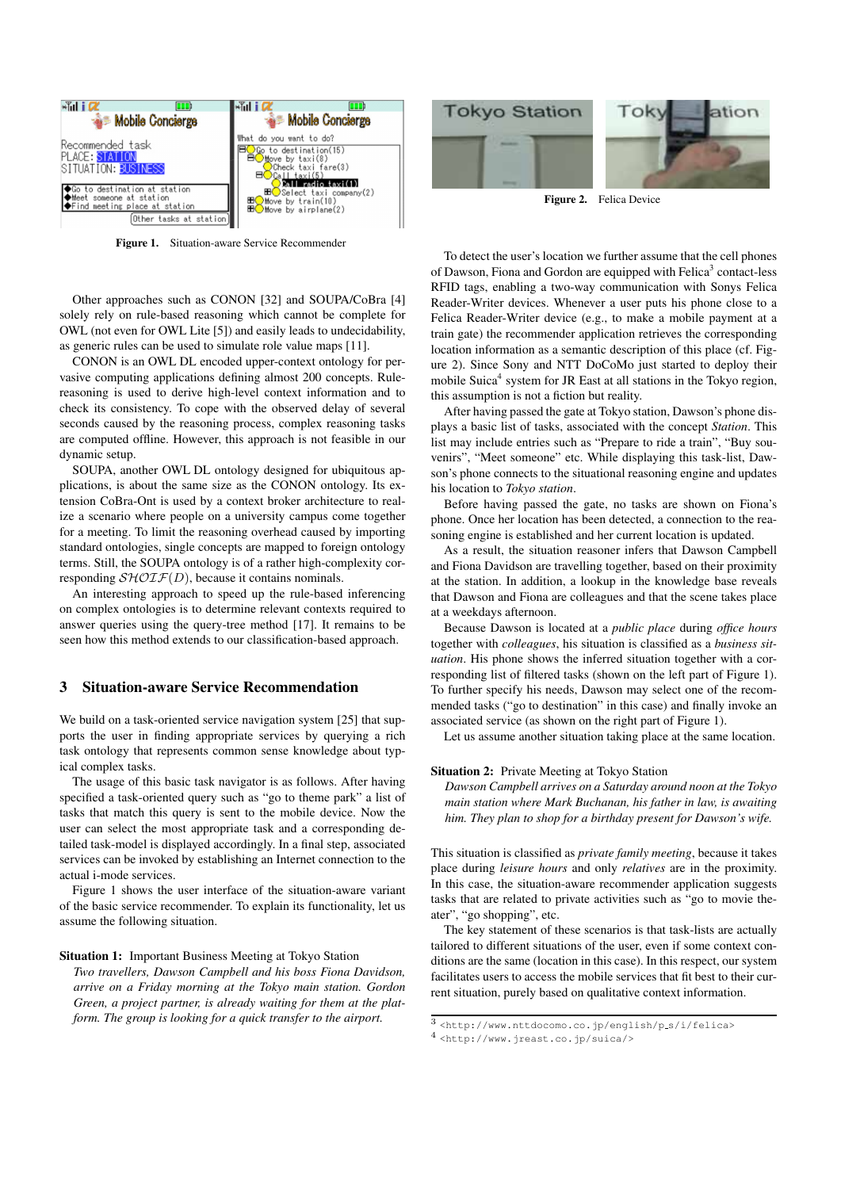Figure 1. Situation-aware Service Recommender

Other approaches such as CONON [32] and SOUPA/CoBra [4] solely rely on rule-based reasoning which cannot be complete for OWL (not even for OWL Lite [5]) and easily leads to undecidability, as generic rules can be used to simulate role value maps [11].

CONON is an OWL DL encoded upper-context ontology for pervasive computing applications defining almost 200 concepts. Rule-reasoning is used to derive high-level context information and to check its consistency. To cope with the observed delay of several seconds caused by the reasoning process, complex reasoning tasks are computed offline. However, this approach is not feasible in our dynamic setup.

SOUPA, another OWL DL ontology designed for ubiquitous applications, is about the same size as the CONON ontology. Its extension CoBra-Ont is used by a context broker architecture to realize a scenario where people on a university campus come together for a meeting. To limit the reasoning overhead caused by importing standard ontologies, single concepts are mapped to foreign ontology terms. Still, the SOUPA ontology is of a rather high-complexity corresponding $\mathcal{SHOIF}(D)$, because it contains nominals.

An interesting approach to speed up the rule-based inferencing on complex ontologies is to determine relevant contexts required to answer queries using the query-tree method [17]. It remains to be seen how this method extends to our classification-based approach.

## 3 Situation-aware Service Recommendation

We build on a task-oriented service navigation system [25] that supports the user in finding appropriate services by querying a rich task ontology that represents common sense knowledge about typical complex tasks.

The usage of this basic task navigator is as follows. After having specified a task-oriented query such as "go to theme park" a list of tasks that match this query is sent to the mobile device. Now the user can select the most appropriate task and a corresponding detailed task-model is displayed accordingly. In a final step, associated services can be invoked by establishing an Internet connection to the actual i-mode services.

Figure 1 shows the user interface of the situation-aware variant of the basic service recommender. To explain its functionality, let us assume the following situation.

**Situation 1:** Important Business Meeting at Tokyo Station
*Two travellers, Dawson Campbell and his boss Fiona Davidson, arrive on a Friday morning at the Tokyo main station. Gordon Green, a project partner, is already waiting for them at the platform. The group is looking for a quick transfer to the airport.*

Figure 2. Felica Device

To detect the user's location we further assume that the cell phones of Dawson, Fiona and Gordon are equipped with Felica[3] contact-less RFID tags, enabling a two-way communication with Sonys Felica Reader-Writer devices. Whenever a user puts his phone close to a Felica Reader-Writer device (e.g., to make a mobile payment at a train gate) the recommender application retrieves the corresponding location information as a semantic description of this place (cf. Figure 2). Since Sony and NTT DoCoMo just started to deploy their mobile Suica[4] system for JR East at all stations in the Tokyo region, this assumption is not a fiction but reality.

After having passed the gate at Tokyo station, Dawson's phone displays a basic list of tasks, associated with the concept *Station*. This list may include entries such as "Prepare to ride a train", "Buy souvenirs", "Meet someone" etc. While displaying this task-list, Dawson's phone connects to the situational reasoning engine and updates his location to *Tokyo station*.

Before having passed the gate, no tasks are shown on Fiona's phone. Once her location has been detected, a connection to the reasoning engine is established and her current location is updated.

As a result, the situation reasoner infers that Dawson Campbell and Fiona Davidson are travelling together, based on their proximity at the station. In addition, a lookup in the knowledge base reveals that Dawson and Fiona are colleagues and that the scene takes place at a weekdays afternoon.

Because Dawson is located at a *public place* during *office hours* together with *colleagues*, his situation is classified as a *business situation*. His phone shows the inferred situation together with a corresponding list of filtered tasks (shown on the left part of Figure 1). To further specify his needs, Dawson may select one of the recommended tasks ("go to destination" in this case) and finally invoke an associated service (as shown on the right part of Figure 1).

Let us assume another situation taking place at the same location.

**Situation 2:** Private Meeting at Tokyo Station
*Dawson Campbell arrives on a Saturday around noon at the Tokyo main station where Mark Buchanan, his father in law, is awaiting him. They plan to shop for a birthday present for Dawson's wife.*

This situation is classified as *private family meeting*, because it takes place during *leisure hours* and only *relatives* are in the proximity. In this case, the situation-aware recommender application suggests tasks that are related to private activities such as "go to movie theater", "go shopping", etc.

The key statement of these scenarios is that task-lists are actually tailored to different situations of the user, even if some context conditions are the same (location in this case). In this respect, our system facilitates users to access the mobile services that fit best to their current situation, purely based on qualitative context information.

[3] <http://www.nttdocomo.co.jp/english/p_s/i/felica>
[4] <http://www.jreast.co.jp/suica/>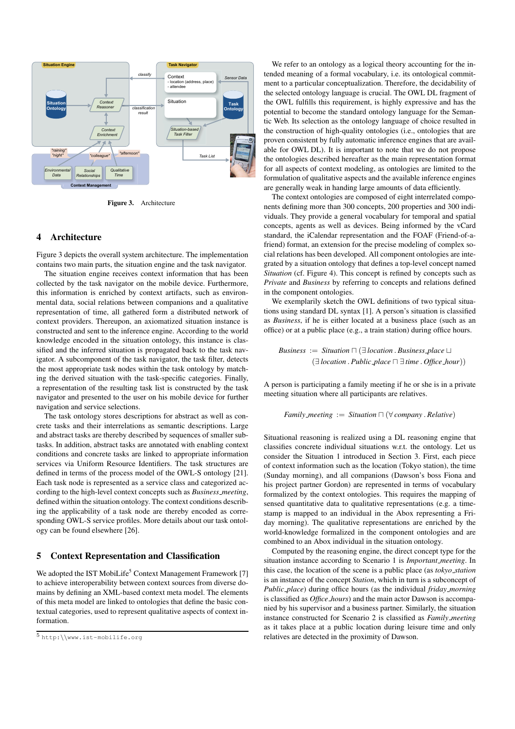Figure 3. Architecture

## 4 Architecture

Figure 3 depicts the overall system architecture. The implementation contains two main parts, the situation engine and the task navigator.

The situation engine receives context information that has been collected by the task navigator on the mobile device. Furthermore, this information is enriched by context artifacts, such as environmental data, social relations between companions and a qualitative representation of time, all gathered form a distributed network of context providers. Thereupon, an axiomatized situation instance is constructed and sent to the inference engine. According to the world knowledge encoded in the situation ontology, this instance is classified and the inferred situation is propagated back to the task navigator. A subcomponent of the task navigator, the task filter, detects the most appropriate task nodes within the task ontology by matching the derived situation with the task-specific categories. Finally, a representation of the resulting task list is constructed by the task navigator and presented to the user on his mobile device for further navigation and service selections.

The task ontology stores descriptions for abstract as well as concrete tasks and their interrelations as semantic descriptions. Large and abstract tasks are thereby described by sequences of smaller subtasks. In addition, abstract tasks are annotated with enabling context conditions and concrete tasks are linked to appropriate information services via Uniform Resource Identifiers. The task structures are defined in terms of the process model of the OWL-S ontology [21]. Each task node is represented as a service class and categorized according to the high-level context concepts such as *Business_meeting*, defined within the situation ontology. The context conditions describing the applicability of a task node are thereby encoded as corresponding OWL-S service profiles. More details about our task ontology can be found elsewhere [26].

## 5 Context Representation and Classification

We adopted the IST MobiLife[5] Context Management Framework [7] to achieve interoperability between context sources from diverse domains by defining an XML-based context meta model. The elements of this meta model are linked to ontologies that define the basic contextual categories, used to represent qualitative aspects of context information.

We refer to an ontology as a logical theory accounting for the intended meaning of a formal vocabulary, i.e. its ontological commitment to a particular conceptualization. Therefore, the decidability of the selected ontology language is crucial. The OWL DL fragment of the OWL fulfills this requirement, is highly expressive and has the potential to become the standard ontology language for the Semantic Web. Its selection as the ontology language of choice resulted in the construction of high-quality ontologies (i.e., ontologies that are proven consistent by fully automatic inference engines that are available for OWL DL). It is important to note that we do not propose the ontologies described hereafter as the main representation format for all aspects of context modeling, as ontologies are limited to the formulation of qualitative aspects and the available inference engines are generally weak in handing large amounts of data efficiently.

The context ontologies are composed of eight interrelated components defining more than 300 concepts, 200 properties and 300 individuals. They provide a general vocabulary for temporal and spatial concepts, agents as well as devices. Being informed by the vCard standard, the iCalendar representation and the FOAF (Friend-of-a-friend) format, an extension for the precise modeling of complex social relations has been developed. All component ontologies are integrated by a situation ontology that defines a top-level concept named *Situation* (cf. Figure 4). This concept is refined by concepts such as *Private* and *Business* by referring to concepts and relations defined in the component ontologies.

We exemplarily sketch the OWL definitions of two typical situations using standard DL syntax [1]. A person's situation is classified as *Business*, if he is either located at a business place (such as an office) or at a public place (e.g., a train station) during office hours.

$$\mathit{Business} \;:=\; \mathit{Situation} \sqcap (\exists\, \mathit{location} \,.\, \mathit{Business\_place} \sqcup (\exists\, \mathit{location} \,.\, \mathit{Public\_place} \sqcap \exists\, \mathit{time} \,.\, \mathit{Office\_hour}))$$

A person is participating a family meeting if he or she is in a private meeting situation where all participants are relatives.

$$\mathit{Family\_meeting} \;:=\; \mathit{Situation} \sqcap (\forall\, \mathit{company} \,.\, \mathit{Relative})$$

Situational reasoning is realized using a DL reasoning engine that classifies concrete individual situations w.r.t. the ontology. Let us consider the Situation 1 introduced in Section 3. First, each piece of context information such as the location (Tokyo station), the time (Sunday morning), and all companions (Dawson's boss Fiona and his project partner Gordon) are represented in terms of vocabulary formalized by the context ontologies. This requires the mapping of sensed quantitative data to qualitative representations (e.g. a timestamp is mapped to an individual in the Abox representing a Friday morning). The qualitative representations are enriched by the world-knowledge formalized in the component ontologies and are combined to an Abox individual in the situation ontology.

Computed by the reasoning engine, the direct concept type for the situation instance according to Scenario 1 is *Important_meeting*. In this case, the location of the scene is a public place (as *tokyo_station* is an instance of the concept *Station*, which in turn is a subconcept of *Public_place*) during office hours (as the individual *friday_morning* is classified as *Office_hours*) and the main actor Dawson is accompanied by his supervisor and a business partner. Similarly, the situation instance constructed for Scenario 2 is classified as *Family_meeting* as it takes place at a public location during leisure time and only relatives are detected in the proximity of Dawson.

[5] http:\\www.ist-mobilife.org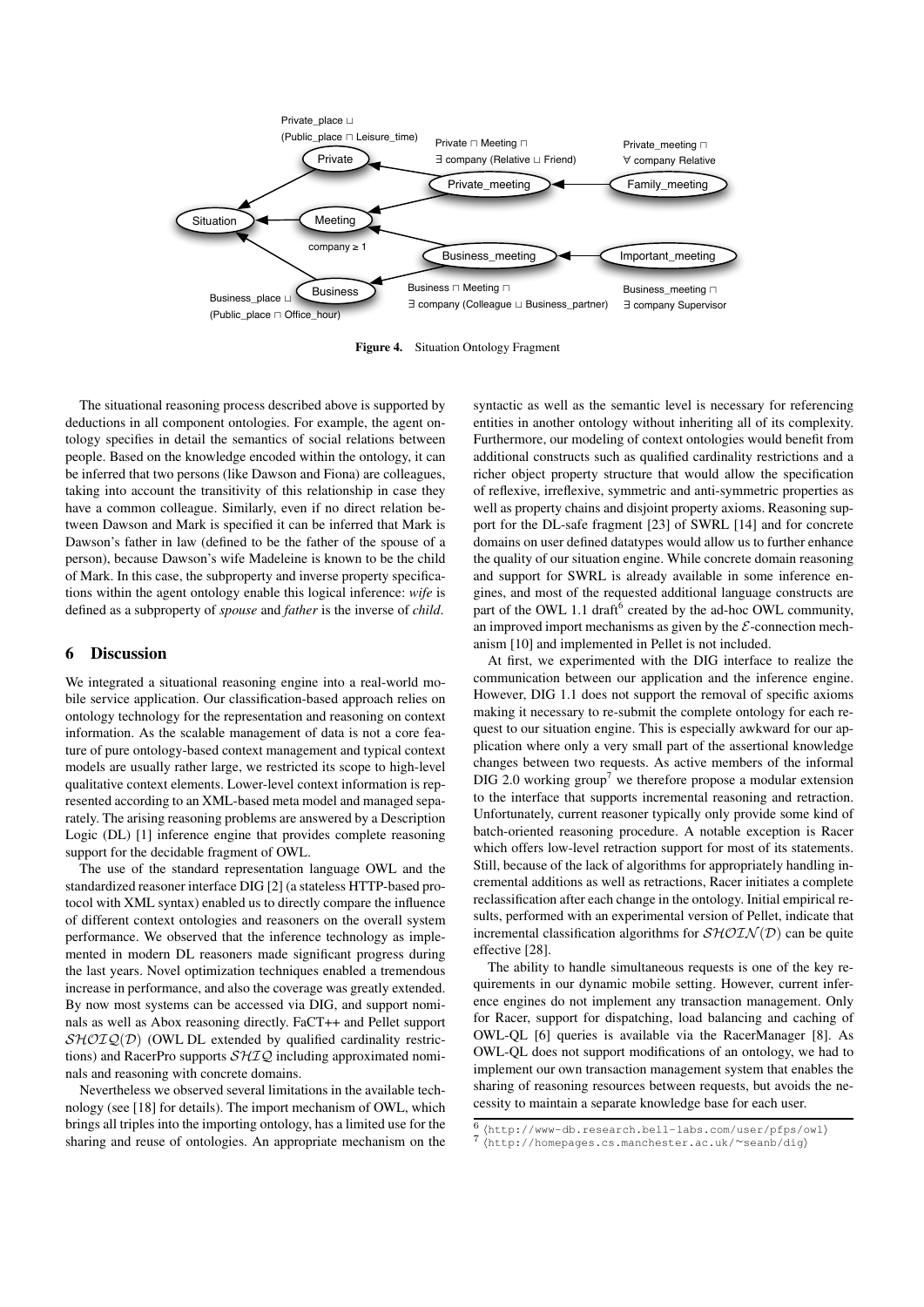Figure 4. Situation Ontology Fragment

The situational reasoning process described above is supported by deductions in all component ontologies. For example, the agent ontology specifies in detail the semantics of social relations between people. Based on the knowledge encoded within the ontology, it can be inferred that two persons (like Dawson and Fiona) are colleagues, taking into account the transitivity of this relationship in case they have a common colleague. Similarly, even if no direct relation between Dawson and Mark is specified it can be inferred that Mark is Dawson's father in law (defined to be the father of the spouse of a person), because Dawson's wife Madeleine is known to be the child of Mark. In this case, the subproperty and inverse property specifications within the agent ontology enable this logical inference: *wife* is defined as a subproperty of *spouse* and *father* is the inverse of *child*.

## 6 Discussion

We integrated a situational reasoning engine into a real-world mobile service application. Our classification-based approach relies on ontology technology for the representation and reasoning on context information. As the scalable management of data is not a core feature of pure ontology-based context management and typical context models are usually rather large, we restricted its scope to high-level qualitative context elements. Lower-level context information is represented according to an XML-based meta model and managed separately. The arising reasoning problems are answered by a Description Logic (DL) [1] inference engine that provides complete reasoning support for the decidable fragment of OWL.

The use of the standard representation language OWL and the standardized reasoner interface DIG [2] (a stateless HTTP-based protocol with XML syntax) enabled us to directly compare the influence of different context ontologies and reasoners on the overall system performance. We observed that the inference technology as implemented in modern DL reasoners made significant progress during the last years. Novel optimization techniques enabled a tremendous increase in performance, and also the coverage was greatly extended. By now most systems can be accessed via DIG, and support nominals as well as Abox reasoning directly. FaCT++ and Pellet support $\mathcal{SHOIQ}(\mathcal{D})$ (OWL DL extended by qualified cardinality restrictions) and RacerPro supports $\mathcal{SHIQ}$ including approximated nominals and reasoning with concrete domains.

Nevertheless we observed several limitations in the available technology (see [18] for details). The import mechanism of OWL, which brings all triples into the importing ontology, has a limited use for the sharing and reuse of ontologies. An appropriate mechanism on the syntactic as well as the semantic level is necessary for referencing entities in another ontology without inheriting all of its complexity. Furthermore, our modeling of context ontologies would benefit from additional constructs such as qualified cardinality restrictions and a richer object property structure that would allow the specification of reflexive, irreflexive, symmetric and anti-symmetric properties as well as property chains and disjoint property axioms. Reasoning support for the DL-safe fragment [23] of SWRL [14] and for concrete domains on user defined datatypes would allow us to further enhance the quality of our situation engine. While concrete domain reasoning and support for SWRL is already available in some inference engines, and most of the requested additional language constructs are part of the OWL 1.1 draft[6] created by the ad-hoc OWL community, an improved import mechanisms as given by the $\mathcal{E}$-connection mechanism [10] and implemented in Pellet is not included.

At first, we experimented with the DIG interface to realize the communication between our application and the inference engine. However, DIG 1.1 does not support the removal of specific axioms making it necessary to re-submit the complete ontology for each request to our situation engine. This is especially awkward for our application where only a very small part of the assertional knowledge changes between two requests. As active members of the informal DIG 2.0 working group[7] we therefore propose a modular extension to the interface that supports incremental reasoning and retraction. Unfortunately, current reasoner typically only provide some kind of batch-oriented reasoning procedure. A notable exception is Racer which offers low-level retraction support for most of its statements. Still, because of the lack of algorithms for appropriately handling incremental additions as well as retractions, Racer initiates a complete reclassification after each change in the ontology. Initial empirical results, performed with an experimental version of Pellet, indicate that incremental classification algorithms for $\mathcal{SHOIN}(\mathcal{D})$ can be quite effective [28].

The ability to handle simultaneous requests is one of the key requirements in our dynamic mobile setting. However, current inference engines do not implement any transaction management. Only for Racer, support for dispatching, load balancing and caching of OWL-QL [6] queries is available via the RacerManager [8]. As OWL-QL does not support modifications of an ontology, we had to implement our own transaction management system that enables the sharing of reasoning resources between requests, but avoids the necessity to maintain a separate knowledge base for each user.

[6] ⟨http://www-db.research.bell-labs.com/user/pfps/owl⟩
[7] ⟨http://homepages.cs.manchester.ac.uk/~seanb/dig⟩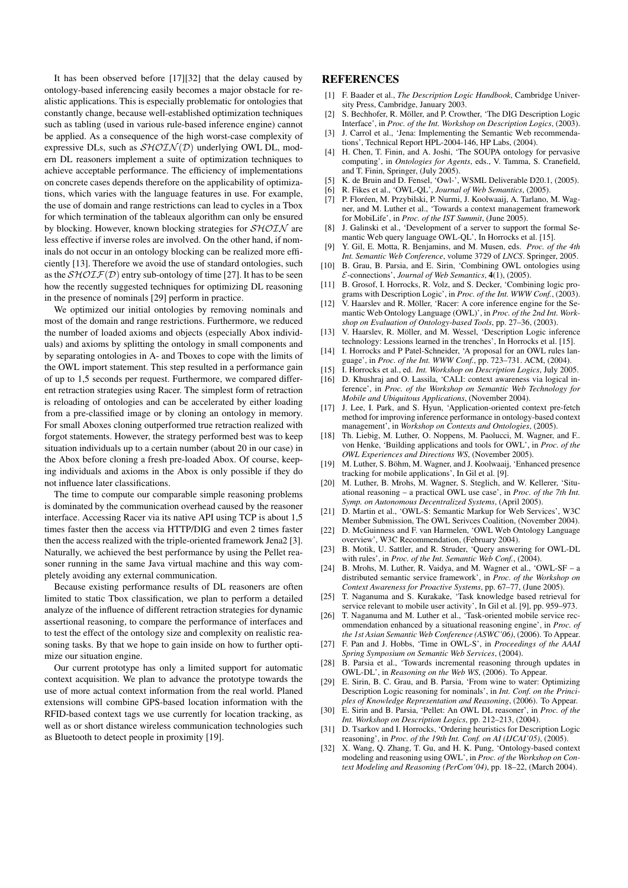It has been observed before [17][32] that the delay caused by ontology-based inferencing easily becomes a major obstacle for realistic applications. This is especially problematic for ontologies that constantly change, because well-established optimization techniques such as tabling (used in various rule-based inference engine) cannot be applied. As a consequence of the high worst-case complexity of expressive DLs, such as $\mathcal{SHOIN}(\mathcal{D})$ underlying OWL DL, modern DL reasoners implement a suite of optimization techniques to achieve acceptable performance. The efficiency of implementations on concrete cases depends therefore on the applicability of optimizations, which varies with the language features in use. For example, the use of domain and range restrictions can lead to cycles in a Tbox for which termination of the tableaux algorithm can only be ensured by blocking. However, known blocking strategies for $\mathcal{SHOIN}$ are less effective if inverse roles are involved. On the other hand, if nominals do not occur in an ontology blocking can be realized more efficiently [13]. Therefore we avoid the use of standard ontologies, such as the $\mathcal{SHOIF}(\mathcal{D})$ entry sub-ontology of time [27]. It has to be seen how the recently suggested techniques for optimizing DL reasoning in the presence of nominals [29] perform in practice.

We optimized our initial ontologies by removing nominals and most of the domain and range restrictions. Furthermore, we reduced the number of loaded axioms and objects (especially Abox individuals) and axioms by splitting the ontology in small components and by separating ontologies in A- and Tboxes to cope with the limits of the OWL import statement. This step resulted in a performance gain of up to 1,5 seconds per request. Furthermore, we compared different retraction strategies using Racer. The simplest form of retraction is reloading of ontologies and can be accelerated by either loading from a pre-classified image or by cloning an ontology in memory. For small Aboxes cloning outperformed true retraction realized with forgot statements. However, the strategy performed best was to keep situation individuals up to a certain number (about 20 in our case) in the Abox before cloning a fresh pre-loaded Abox. Of course, keeping individuals and axioms in the Abox is only possible if they do not influence later classifications.

The time to compute our comparable simple reasoning problems is dominated by the communication overhead caused by the reasoner interface. Accessing Racer via its native API using TCP is about 1,5 times faster then the access via HTTP/DIG and even 2 times faster then the access realized with the triple-oriented framework Jena2 [3]. Naturally, we achieved the best performance by using the Pellet reasoner running in the same Java virtual machine and this way completely avoiding any external communication.

Because existing performance results of DL reasoners are often limited to static Tbox classification, we plan to perform a detailed analyze of the influence of different retraction strategies for dynamic assertional reasoning, to compare the performance of interfaces and to test the effect of the ontology size and complexity on realistic reasoning tasks. By that we hope to gain inside on how to further optimize our situation engine.

Our current prototype has only a limited support for automatic context acquisition. We plan to advance the prototype towards the use of more actual context information from the real world. Planed extensions will combine GPS-based location information with the RFID-based context tags we use currently for location tracking, as well as or short distance wireless communication technologies such as Bluetooth to detect people in proximity [19].

## REFERENCES

[1] F. Baader et al., *The Description Logic Handbook*, Cambridge University Press, Cambridge, January 2003.

[2] S. Bechhofer, R. Möller, and P. Crowther, 'The DIG Description Logic Interface', in *Proc. of the Int. Workshop on Description Logics*, (2003).

[3] J. Carrol et al., 'Jena: Implementing the Semantic Web recommendations', Technical Report HPL-2004-146, HP Labs, (2004).

[4] H. Chen, T. Finin, and A. Joshi, 'The SOUPA ontology for pervasive computing', in *Ontologies for Agents*, eds., V. Tamma, S. Cranefield, and T. Finin, Springer, (July 2005).

[5] K. de Bruin and D. Fensel, 'Owl-', WSML Deliverable D20.1, (2005).

[6] R. Fikes et al., 'OWL-QL', *Journal of Web Semantics*, (2005).

[7] P. Floréen, M. Przybilski, P. Nurmi, J. Koolwaaij, A. Tarlano, M. Wagner, and M. Luther et al., 'Towards a context management framework for MobiLife', in *Proc. of the IST Summit*, (June 2005).

[8] J. Galinski et al., 'Development of a server to support the formal Semantic Web query language OWL-QL', In Horrocks et al. [15].

[9] Y. Gil, E. Motta, R. Benjamins, and M. Musen, eds. *Proc. of the 4th Int. Semantic Web Conference*, volume 3729 of *LNCS*. Springer, 2005.

[10] B. Grau, B. Parsia, and E. Sirin, 'Combining OWL ontologies using $\mathcal{E}$-connections', *Journal of Web Semantics*, **4**(1), (2005).

[11] B. Grosof, I. Horrocks, R. Volz, and S. Decker, 'Combining logic programs with Description Logic', in *Proc. of the Int. WWW Conf.*, (2003).

[12] V. Haarslev and R. Möller, 'Racer: A core inference engine for the Semantic Web Ontology Language (OWL)', in *Proc. of the 2nd Int. Workshop on Evaluation of Ontology-based Tools*, pp. 27–36, (2003).

[13] V. Haarslev, R. Möller, and M. Wessel, 'Description Logic inference technology: Lessions learned in the trenches', In Horrocks et al. [15].

[14] I. Horrocks and P Patel-Schneider, 'A proposal for an OWL rules language', in *Proc. of the Int. WWW Conf.*, pp. 723–731. ACM, (2004).

[15] I. Horrocks et al., ed. *Int. Workshop on Description Logics*, July 2005.

[16] D. Khushraj and O. Lassila, 'CALI: context awareness via logical inference', in *Proc. of the Workshop on Semantic Web Technology for Mobile and Ubiquitous Applications*, (November 2004).

[17] J. Lee, I. Park, and S. Hyun, 'Application-oriented context pre-fetch method for improving inference performance in ontology-based context management', in *Workshop on Contexts and Ontologies*, (2005).

[18] Th. Liebig, M. Luther, O. Noppens, M. Paolucci, M. Wagner, and F.. von Henke, 'Building applications and tools for OWL', in *Proc. of the OWL Experiences and Directions WS*, (November 2005).

[19] M. Luther, S. Böhm, M. Wagner, and J. Koolwaaij, 'Enhanced presence tracking for mobile applications', In Gil et al. [9].

[20] M. Luther, B. Mrohs, M. Wagner, S. Steglich, and W. Kellerer, 'Situational reasoning – a practical OWL use case', in *Proc. of the 7th Int. Symp. on Autonomous Decentralized Systems*, (April 2005).

[21] D. Martin et al., 'OWL-S: Semantic Markup for Web Services', W3C Member Submission, The OWL Serivces Coalition, (November 2004).

[22] D. McGuinness and F. van Harmelen, 'OWL Web Ontology Language overview', W3C Recommendation, (February 2004).

[23] B. Motik, U. Sattler, and R. Struder, 'Query answering for OWL-DL with rules', in *Proc. of the Int. Semantic Web Conf.*, (2004).

[24] B. Mrohs, M. Luther, R. Vaidya, and M. Wagner et al., 'OWL-SF – a distributed semantic service framework', in *Proc. of the Workshop on Context Awareness for Proactive Systems*, pp. 67–77, (June 2005).

[25] T. Naganuma and S. Kurakake, 'Task knowledge based retrieval for service relevant to mobile user activity', In Gil et al. [9], pp. 959–973.

[26] T. Naganuma and M. Luther et al., 'Task-oriented mobile service recommendation enhanced by a situational reasoning engine', in *Proc. of the 1st Asian Semantic Web Conference (ASWC'06)*, (2006). To Appear.

[27] F. Pan and J. Hobbs, 'Time in OWL-S', in *Proceedings of the AAAI Spring Symposium on Semantic Web Services*, (2004).

[28] B. Parsia et al., 'Towards incremental reasoning through updates in OWL-DL', in *Reasoning on the Web WS*, (2006). To Appear.

[29] E. Sirin, B. C. Grau, and B. Parsia, 'From wine to water: Optimizing Description Logic reasoning for nominals', in *Int. Conf. on the Principles of Knowledge Representation and Reasoning*, (2006). To Appear.

[30] E. Sirin and B. Parsia, 'Pellet: An OWL DL reasoner', in *Proc. of the Int. Workshop on Description Logics*, pp. 212–213, (2004).

[31] D. Tsarkov and I. Horrocks, 'Ordering heuristics for Description Logic reasoning', in *Proc. of the 19th Int. Conf. on AI (IJCAI'05)*, (2005).

[32] X. Wang, Q. Zhang, T. Gu, and H. K. Pung, 'Ontology-based context modeling and reasoning using OWL', in *Proc. of the Workshop on Context Modeling and Reasoning (PerCom'04)*, pp. 18–22, (March 2004).